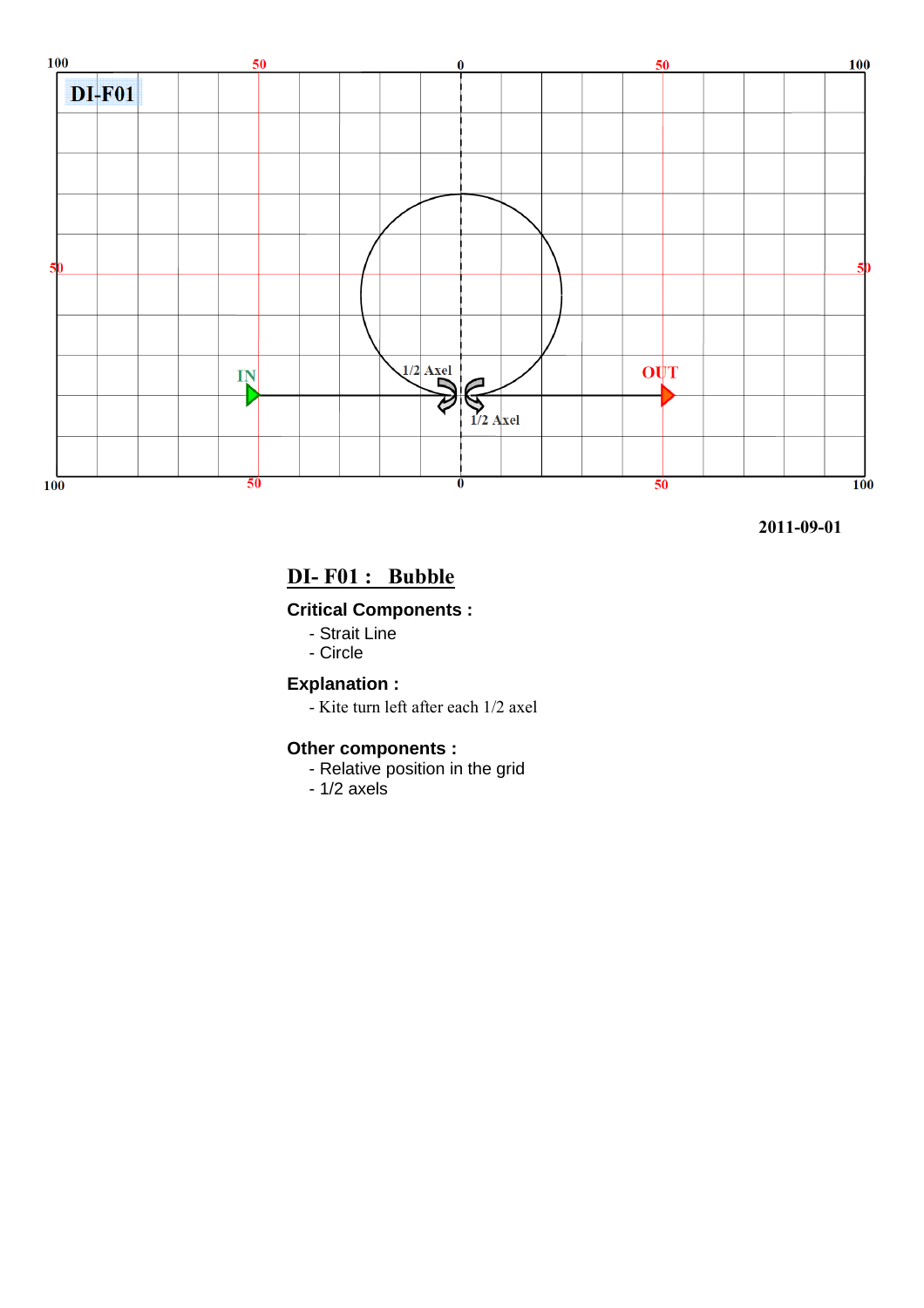DI-F01

100 50 0 50 100

50 50

IN

1/2 Axel

1/2 Axel

OUT

100 50 0 50 100

2011-09-01

## DI- F01 : Bubble

**Critical Components :**

- Strait Line
- Circle

**Explanation :**

- Kite turn left after each 1/2 axel

**Other components :**

- Relative position in the grid
- 1/2 axels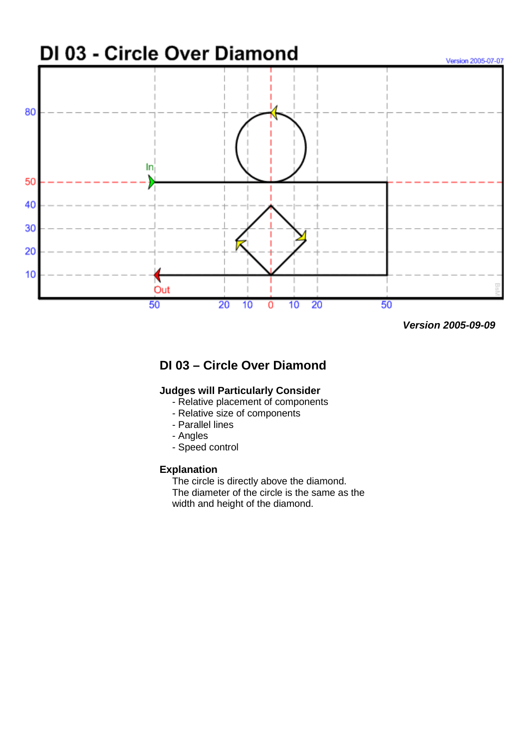# DI 03 - Circle Over Diamond

Version 2005-07-07

*Version 2005-09-09*

## DI 03 – Circle Over Diamond

**Judges will Particularly Consider**

- Relative placement of components
- Relative size of components
- Parallel lines
- Angles
- Speed control

**Explanation**

The circle is directly above the diamond.
The diameter of the circle is the same as the width and height of the diamond.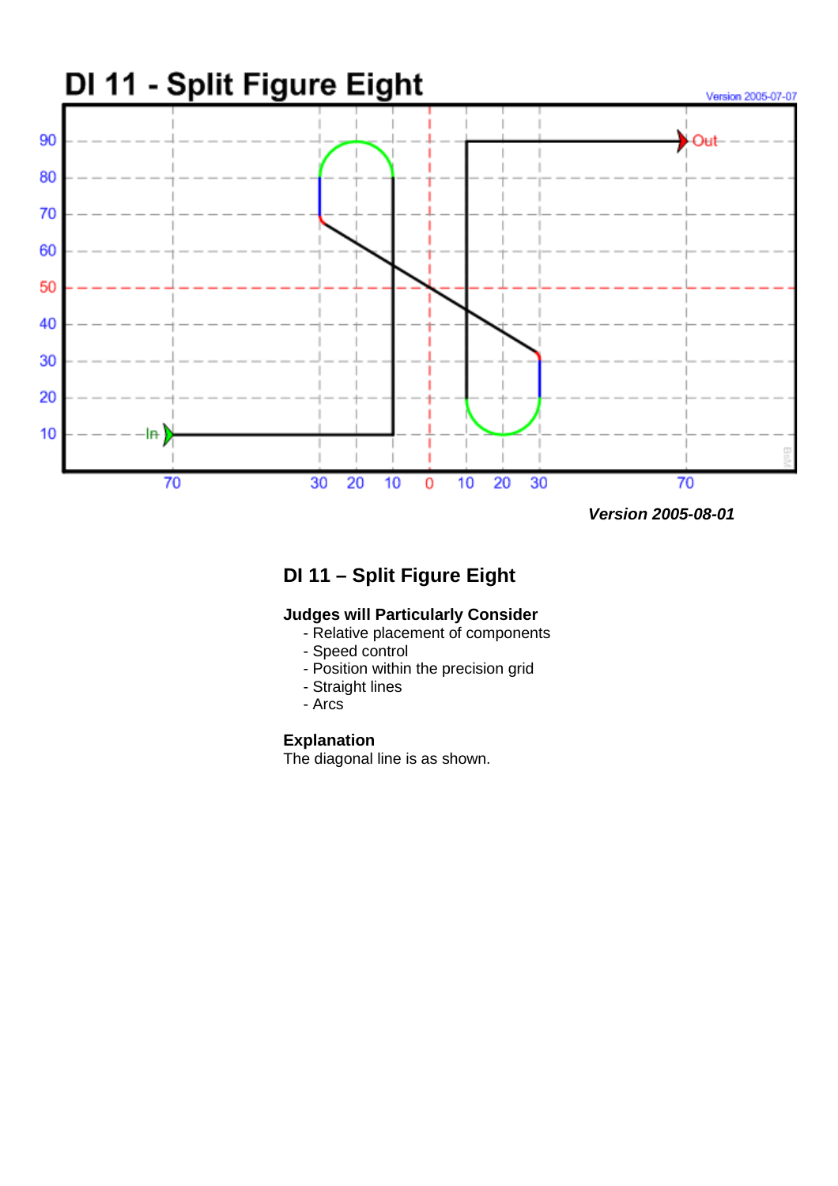# DI 11 - Split Figure Eight

Version 2005-07-07

*Version 2005-08-01*

## DI 11 – Split Figure Eight

**Judges will Particularly Consider**

- Relative placement of components
- Speed control
- Position within the precision grid
- Straight lines
- Arcs

**Explanation**

The diagonal line is as shown.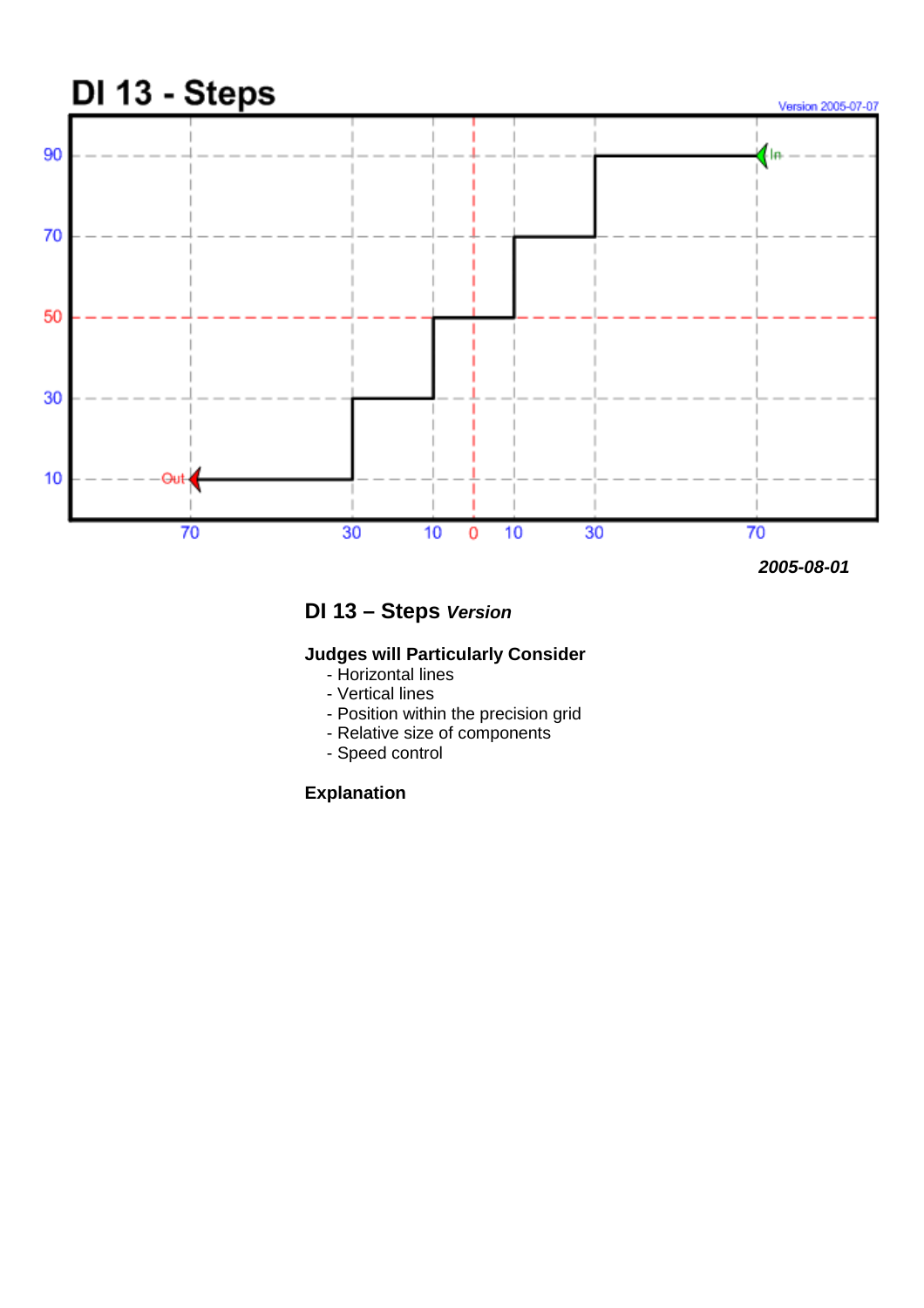# DI 13 - Steps

Version 2005-07-07

2005-08-01

## DI 13 – Steps *Version*

### Judges will Particularly Consider

- Horizontal lines
- Vertical lines
- Position within the precision grid
- Relative size of components
- Speed control

### Explanation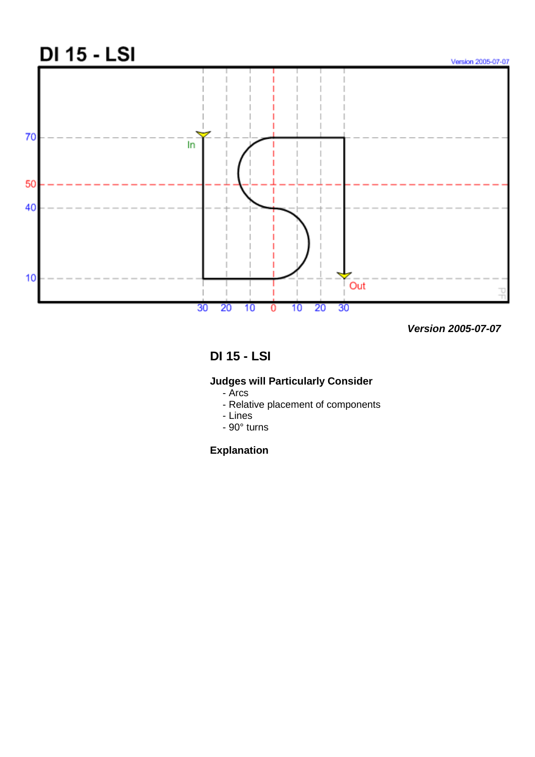# DI 15 - LSI

*Version 2005-07-07*

**Version 2005-07-07**

## DI 15 - LSI

**Judges will Particularly Consider**

- Arcs
- Relative placement of components
- Lines
- 90° turns

**Explanation**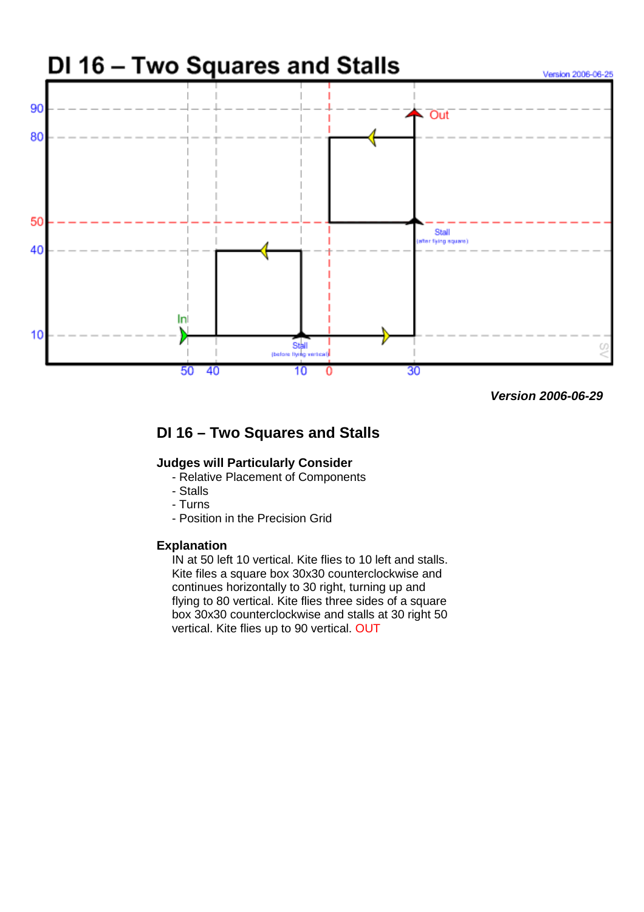# DI 16 – Two Squares and Stalls

Version 2006-06-25

90
80
50
40
10

In
Stall
(before flying vertical)
Stall
(after flying square)
Out

50 40 10 0 30

SV

***Version 2006-06-29***

## DI 16 – Two Squares and Stalls

**Judges will Particularly Consider**

- Relative Placement of Components
- Stalls
- Turns
- Position in the Precision Grid

**Explanation**

IN at 50 left 10 vertical. Kite flies to 10 left and stalls. Kite files a square box 30x30 counterclockwise and continues horizontally to 30 right, turning up and flying to 80 vertical. Kite flies three sides of a square box 30x30 counterclockwise and stalls at 30 right 50 vertical. Kite flies up to 90 vertical. OUT